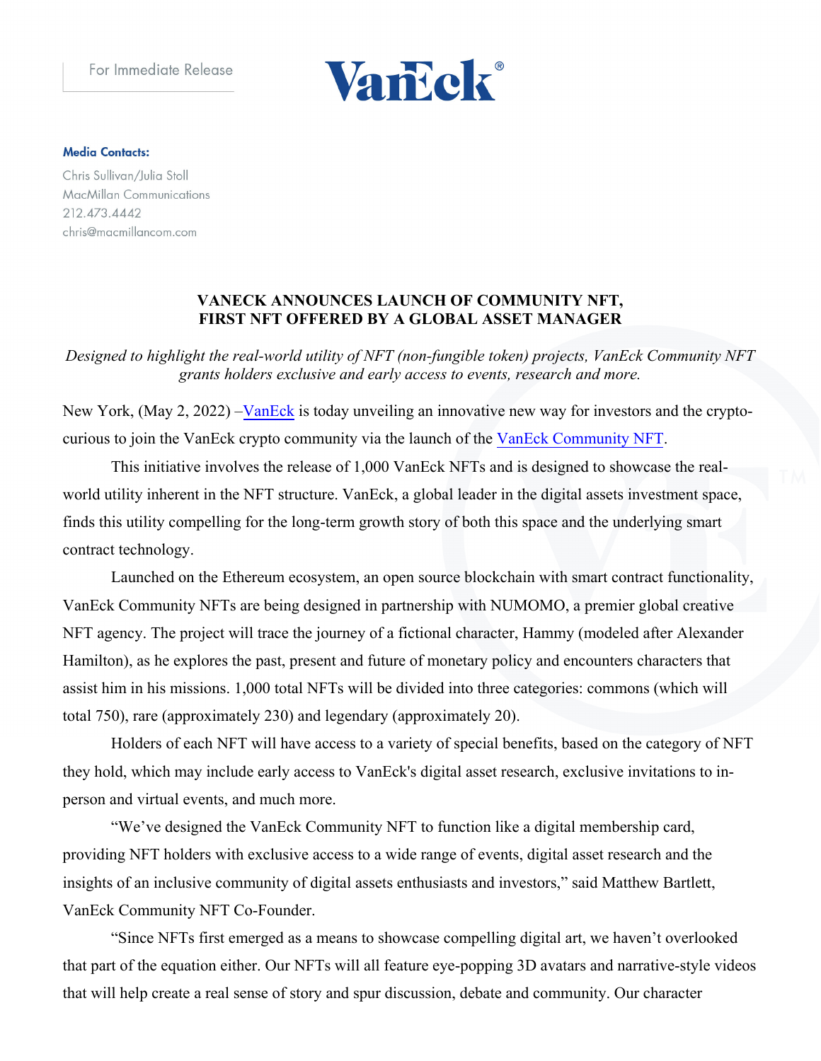For Immediate Release

**Media Contacts:**

Chris Sullivan/Julia Stoll
MacMillan Communications
212.473.4442
chris@macmillancom.com

# VANECK ANNOUNCES LAUNCH OF COMMUNITY NFT, FIRST NFT OFFERED BY A GLOBAL ASSET MANAGER

*Designed to highlight the real-world utility of NFT (non-fungible token) projects, VanEck Community NFT grants holders exclusive and early access to events, research and more.*

New York, (May 2, 2022) –VanEck is today unveiling an innovative new way for investors and the crypto-curious to join the VanEck crypto community via the launch of the VanEck Community NFT.

This initiative involves the release of 1,000 VanEck NFTs and is designed to showcase the real-world utility inherent in the NFT structure. VanEck, a global leader in the digital assets investment space, finds this utility compelling for the long-term growth story of both this space and the underlying smart contract technology.

Launched on the Ethereum ecosystem, an open source blockchain with smart contract functionality, VanEck Community NFTs are being designed in partnership with NUMOMO, a premier global creative NFT agency. The project will trace the journey of a fictional character, Hammy (modeled after Alexander Hamilton), as he explores the past, present and future of monetary policy and encounters characters that assist him in his missions. 1,000 total NFTs will be divided into three categories: commons (which will total 750), rare (approximately 230) and legendary (approximately 20).

Holders of each NFT will have access to a variety of special benefits, based on the category of NFT they hold, which may include early access to VanEck's digital asset research, exclusive invitations to in-person and virtual events, and much more.

"We've designed the VanEck Community NFT to function like a digital membership card, providing NFT holders with exclusive access to a wide range of events, digital asset research and the insights of an inclusive community of digital assets enthusiasts and investors," said Matthew Bartlett, VanEck Community NFT Co-Founder.

"Since NFTs first emerged as a means to showcase compelling digital art, we haven't overlooked that part of the equation either. Our NFTs will all feature eye-popping 3D avatars and narrative-style videos that will help create a real sense of story and spur discussion, debate and community. Our character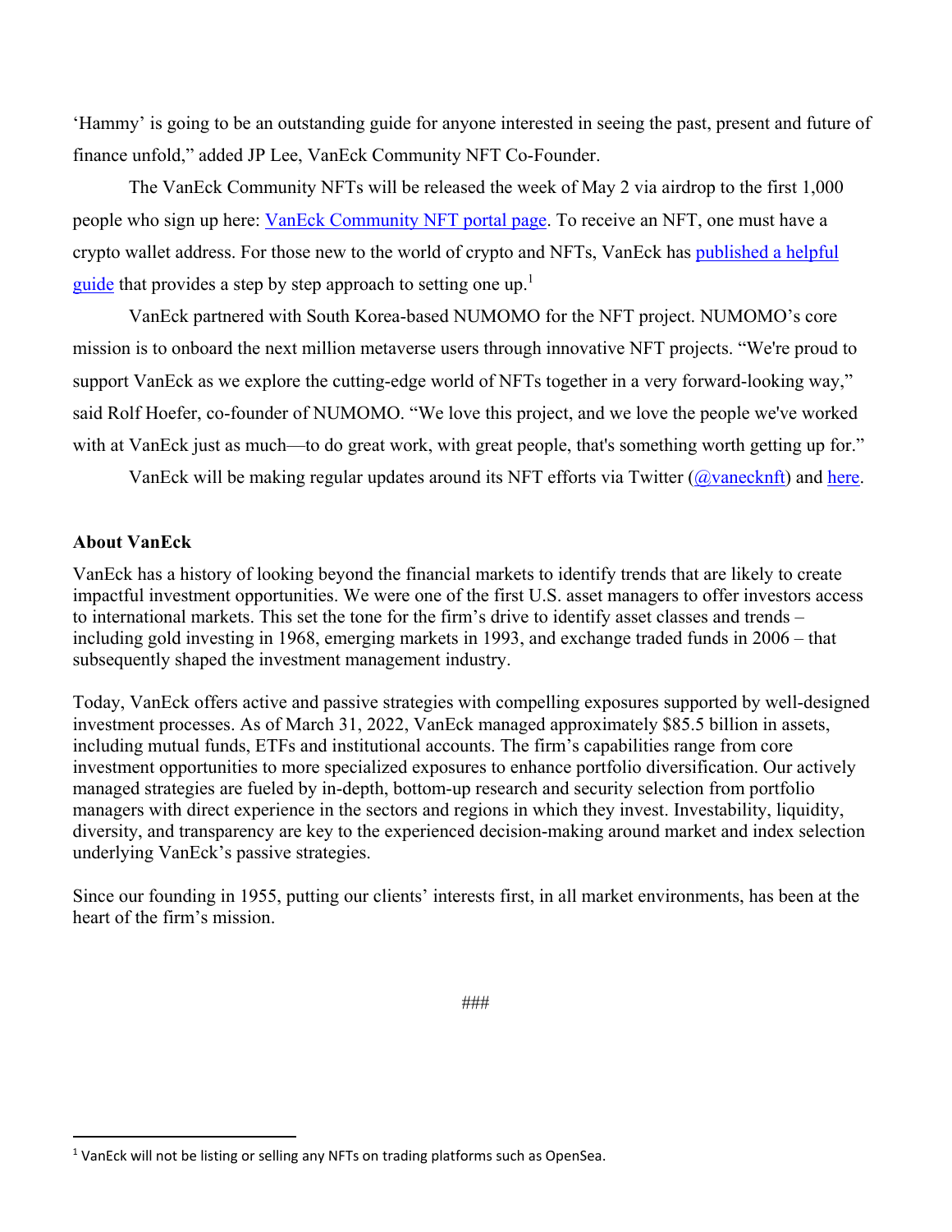'Hammy' is going to be an outstanding guide for anyone interested in seeing the past, present and future of finance unfold," added JP Lee, VanEck Community NFT Co-Founder.

The VanEck Community NFTs will be released the week of May 2 via airdrop to the first 1,000 people who sign up here: VanEck Community NFT portal page. To receive an NFT, one must have a crypto wallet address. For those new to the world of crypto and NFTs, VanEck has published a helpful guide that provides a step by step approach to setting one up.[1]

VanEck partnered with South Korea-based NUMOMO for the NFT project. NUMOMO's core mission is to onboard the next million metaverse users through innovative NFT projects. "We're proud to support VanEck as we explore the cutting-edge world of NFTs together in a very forward-looking way," said Rolf Hoefer, co-founder of NUMOMO. "We love this project, and we love the people we've worked with at VanEck just as much—to do great work, with great people, that's something worth getting up for."

VanEck will be making regular updates around its NFT efforts via Twitter (@vanecknft) and here.

**About VanEck**

VanEck has a history of looking beyond the financial markets to identify trends that are likely to create impactful investment opportunities. We were one of the first U.S. asset managers to offer investors access to international markets. This set the tone for the firm's drive to identify asset classes and trends – including gold investing in 1968, emerging markets in 1993, and exchange traded funds in 2006 – that subsequently shaped the investment management industry.

Today, VanEck offers active and passive strategies with compelling exposures supported by well-designed investment processes. As of March 31, 2022, VanEck managed approximately $85.5 billion in assets, including mutual funds, ETFs and institutional accounts. The firm's capabilities range from core investment opportunities to more specialized exposures to enhance portfolio diversification. Our actively managed strategies are fueled by in-depth, bottom-up research and security selection from portfolio managers with direct experience in the sectors and regions in which they invest. Investability, liquidity, diversity, and transparency are key to the experienced decision-making around market and index selection underlying VanEck's passive strategies.

Since our founding in 1955, putting our clients' interests first, in all market environments, has been at the heart of the firm's mission.

###

[1] VanEck will not be listing or selling any NFTs on trading platforms such as OpenSea.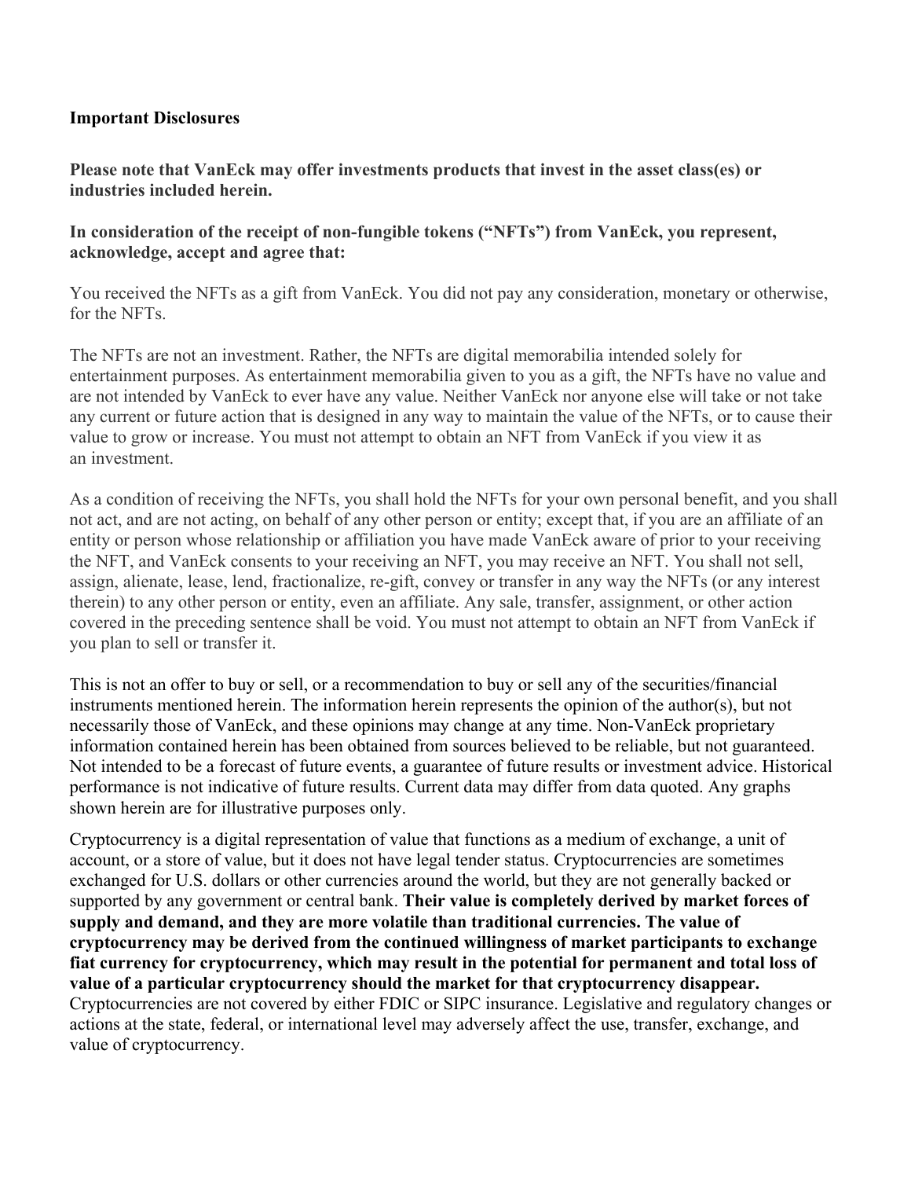**Important Disclosures**

**Please note that VanEck may offer investments products that invest in the asset class(es) or industries included herein.**

**In consideration of the receipt of non-fungible tokens ("NFTs") from VanEck, you represent, acknowledge, accept and agree that:**

You received the NFTs as a gift from VanEck. You did not pay any consideration, monetary or otherwise, for the NFTs.

The NFTs are not an investment. Rather, the NFTs are digital memorabilia intended solely for entertainment purposes. As entertainment memorabilia given to you as a gift, the NFTs have no value and are not intended by VanEck to ever have any value. Neither VanEck nor anyone else will take or not take any current or future action that is designed in any way to maintain the value of the NFTs, or to cause their value to grow or increase. You must not attempt to obtain an NFT from VanEck if you view it as an investment.

As a condition of receiving the NFTs, you shall hold the NFTs for your own personal benefit, and you shall not act, and are not acting, on behalf of any other person or entity; except that, if you are an affiliate of an entity or person whose relationship or affiliation you have made VanEck aware of prior to your receiving the NFT, and VanEck consents to your receiving an NFT, you may receive an NFT. You shall not sell, assign, alienate, lease, lend, fractionalize, re-gift, convey or transfer in any way the NFTs (or any interest therein) to any other person or entity, even an affiliate. Any sale, transfer, assignment, or other action covered in the preceding sentence shall be void. You must not attempt to obtain an NFT from VanEck if you plan to sell or transfer it.

This is not an offer to buy or sell, or a recommendation to buy or sell any of the securities/financial instruments mentioned herein. The information herein represents the opinion of the author(s), but not necessarily those of VanEck, and these opinions may change at any time. Non-VanEck proprietary information contained herein has been obtained from sources believed to be reliable, but not guaranteed. Not intended to be a forecast of future events, a guarantee of future results or investment advice. Historical performance is not indicative of future results. Current data may differ from data quoted. Any graphs shown herein are for illustrative purposes only.

Cryptocurrency is a digital representation of value that functions as a medium of exchange, a unit of account, or a store of value, but it does not have legal tender status. Cryptocurrencies are sometimes exchanged for U.S. dollars or other currencies around the world, but they are not generally backed or supported by any government or central bank. **Their value is completely derived by market forces of supply and demand, and they are more volatile than traditional currencies. The value of cryptocurrency may be derived from the continued willingness of market participants to exchange fiat currency for cryptocurrency, which may result in the potential for permanent and total loss of value of a particular cryptocurrency should the market for that cryptocurrency disappear.** Cryptocurrencies are not covered by either FDIC or SIPC insurance. Legislative and regulatory changes or actions at the state, federal, or international level may adversely affect the use, transfer, exchange, and value of cryptocurrency.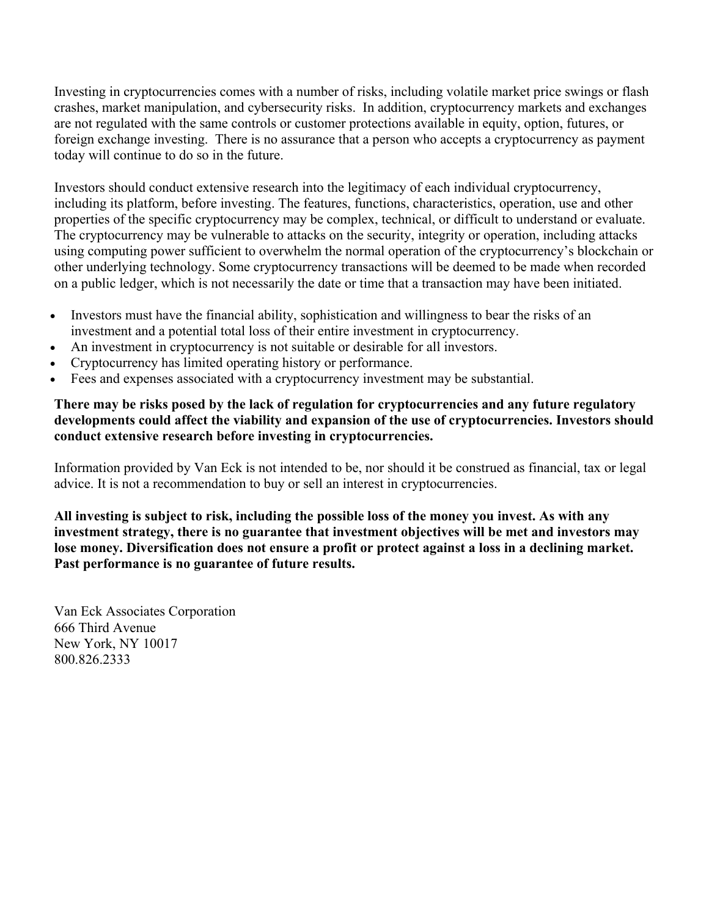Investing in cryptocurrencies comes with a number of risks, including volatile market price swings or flash crashes, market manipulation, and cybersecurity risks. In addition, cryptocurrency markets and exchanges are not regulated with the same controls or customer protections available in equity, option, futures, or foreign exchange investing. There is no assurance that a person who accepts a cryptocurrency as payment today will continue to do so in the future.

Investors should conduct extensive research into the legitimacy of each individual cryptocurrency, including its platform, before investing. The features, functions, characteristics, operation, use and other properties of the specific cryptocurrency may be complex, technical, or difficult to understand or evaluate. The cryptocurrency may be vulnerable to attacks on the security, integrity or operation, including attacks using computing power sufficient to overwhelm the normal operation of the cryptocurrency's blockchain or other underlying technology. Some cryptocurrency transactions will be deemed to be made when recorded on a public ledger, which is not necessarily the date or time that a transaction may have been initiated.

- Investors must have the financial ability, sophistication and willingness to bear the risks of an investment and a potential total loss of their entire investment in cryptocurrency.
- An investment in cryptocurrency is not suitable or desirable for all investors.
- Cryptocurrency has limited operating history or performance.
- Fees and expenses associated with a cryptocurrency investment may be substantial.

**There may be risks posed by the lack of regulation for cryptocurrencies and any future regulatory developments could affect the viability and expansion of the use of cryptocurrencies. Investors should conduct extensive research before investing in cryptocurrencies.**

Information provided by Van Eck is not intended to be, nor should it be construed as financial, tax or legal advice. It is not a recommendation to buy or sell an interest in cryptocurrencies.

**All investing is subject to risk, including the possible loss of the money you invest. As with any investment strategy, there is no guarantee that investment objectives will be met and investors may lose money. Diversification does not ensure a profit or protect against a loss in a declining market. Past performance is no guarantee of future results.**

Van Eck Associates Corporation
666 Third Avenue
New York, NY 10017
800.826.2333